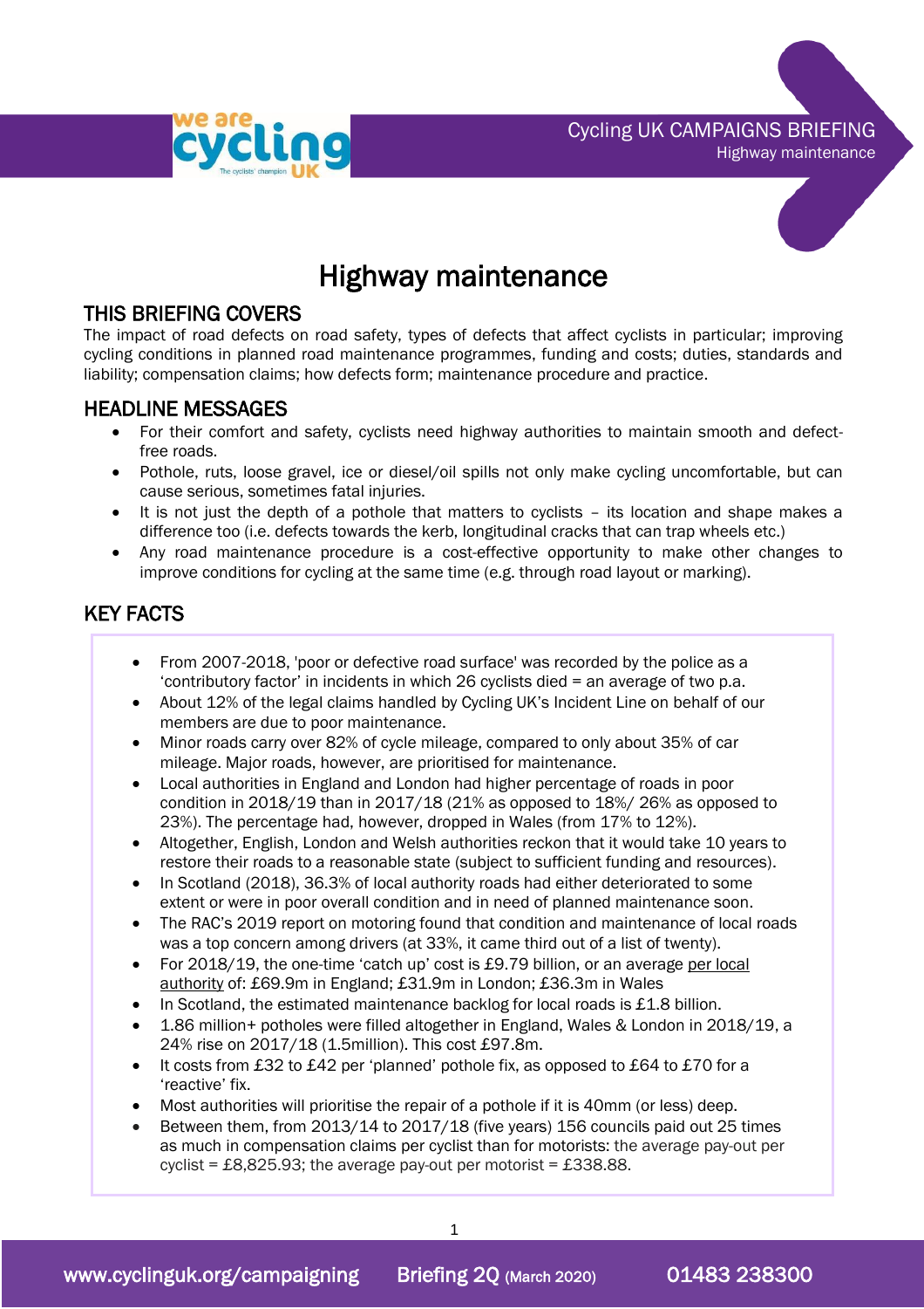# Highway maintenance

## THIS BRIEFING COVERS

The impact of road defects on road safety, types of defects that affect cyclists in particular; improving cycling conditions in planned road maintenance programmes, funding and costs; duties, standards and liability; compensation claims; how defects form; maintenance procedure and practice.

## HEADLINE MESSAGES

- For their comfort and safety, cyclists need highway authorities to maintain smooth and defect-free roads.
- Pothole, ruts, loose gravel, ice or diesel/oil spills not only make cycling uncomfortable, but can cause serious, sometimes fatal injuries.
- It is not just the depth of a pothole that matters to cyclists – its location and shape makes a difference too (i.e. defects towards the kerb, longitudinal cracks that can trap wheels etc.)
- Any road maintenance procedure is a cost-effective opportunity to make other changes to improve conditions for cycling at the same time (e.g. through road layout or marking).

## KEY FACTS

- From 2007-2018, 'poor or defective road surface' was recorded by the police as a 'contributory factor' in incidents in which 26 cyclists died = an average of two p.a.
- About 12% of the legal claims handled by Cycling UK's Incident Line on behalf of our members are due to poor maintenance.
- Minor roads carry over 82% of cycle mileage, compared to only about 35% of car mileage. Major roads, however, are prioritised for maintenance.
- Local authorities in England and London had higher percentage of roads in poor condition in 2018/19 than in 2017/18 (21% as opposed to 18%/ 26% as opposed to 23%). The percentage had, however, dropped in Wales (from 17% to 12%).
- Altogether, English, London and Welsh authorities reckon that it would take 10 years to restore their roads to a reasonable state (subject to sufficient funding and resources).
- In Scotland (2018), 36.3% of local authority roads had either deteriorated to some extent or were in poor overall condition and in need of planned maintenance soon.
- The RAC's 2019 report on motoring found that condition and maintenance of local roads was a top concern among drivers (at 33%, it came third out of a list of twenty).
- For 2018/19, the one-time 'catch up' cost is £9.79 billion, or an average per local authority of: £69.9m in England; £31.9m in London; £36.3m in Wales
- In Scotland, the estimated maintenance backlog for local roads is £1.8 billion.
- 1.86 million+ potholes were filled altogether in England, Wales & London in 2018/19, a 24% rise on 2017/18 (1.5million). This cost £97.8m.
- It costs from £32 to £42 per 'planned' pothole fix, as opposed to £64 to £70 for a 'reactive' fix.
- Most authorities will prioritise the repair of a pothole if it is 40mm (or less) deep.
- Between them, from 2013/14 to 2017/18 (five years) 156 councils paid out 25 times as much in compensation claims per cyclist than for motorists: the average pay-out per cyclist = £8,825.93; the average pay-out per motorist = £338.88.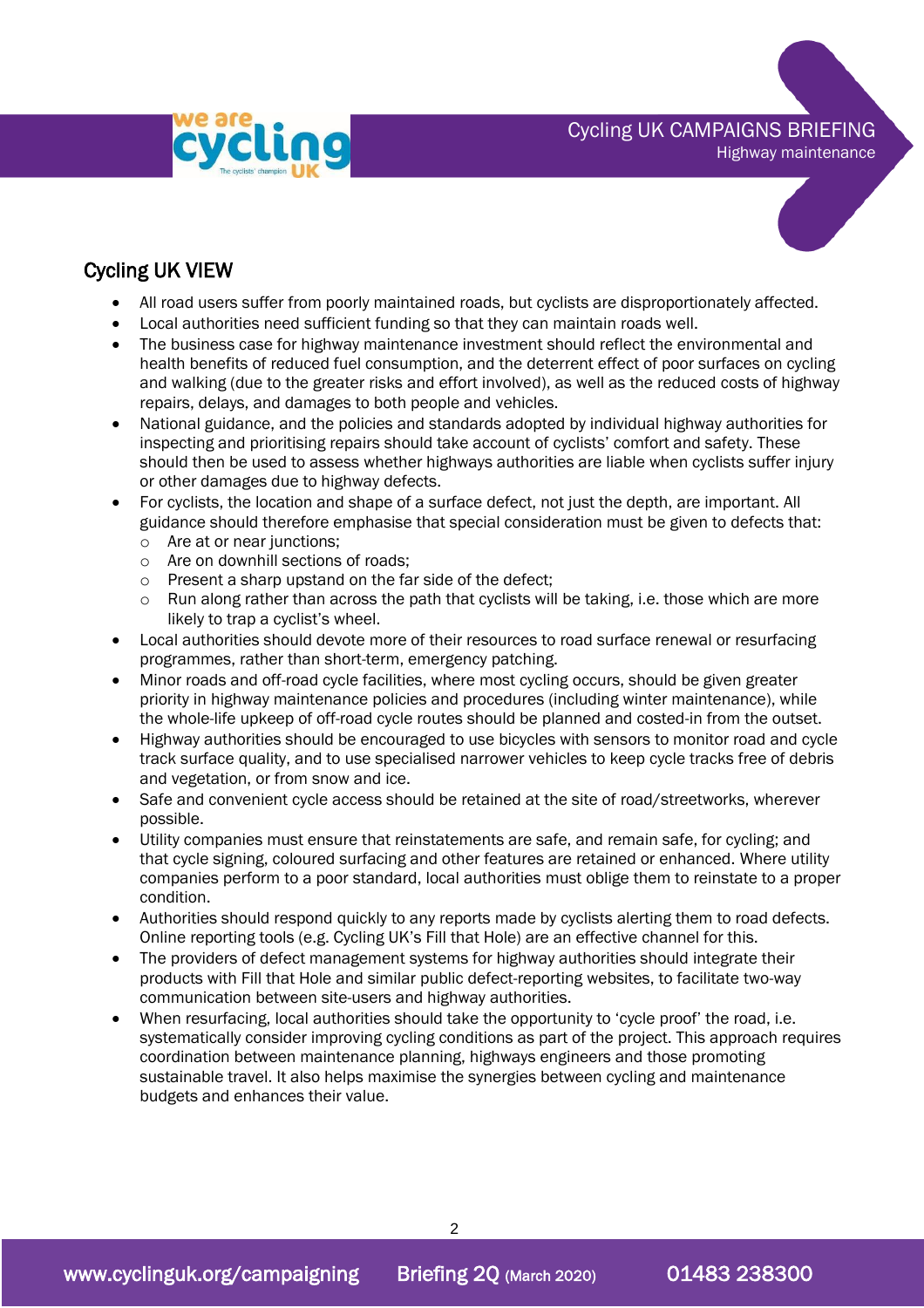## Cycling UK VIEW

- All road users suffer from poorly maintained roads, but cyclists are disproportionately affected.
- Local authorities need sufficient funding so that they can maintain roads well.
- The business case for highway maintenance investment should reflect the environmental and health benefits of reduced fuel consumption, and the deterrent effect of poor surfaces on cycling and walking (due to the greater risks and effort involved), as well as the reduced costs of highway repairs, delays, and damages to both people and vehicles.
- National guidance, and the policies and standards adopted by individual highway authorities for inspecting and prioritising repairs should take account of cyclists' comfort and safety. These should then be used to assess whether highways authorities are liable when cyclists suffer injury or other damages due to highway defects.
- For cyclists, the location and shape of a surface defect, not just the depth, are important. All guidance should therefore emphasise that special consideration must be given to defects that:
  - Are at or near junctions;
  - Are on downhill sections of roads;
  - Present a sharp upstand on the far side of the defect;
  - Run along rather than across the path that cyclists will be taking, i.e. those which are more likely to trap a cyclist's wheel.
- Local authorities should devote more of their resources to road surface renewal or resurfacing programmes, rather than short-term, emergency patching.
- Minor roads and off-road cycle facilities, where most cycling occurs, should be given greater priority in highway maintenance policies and procedures (including winter maintenance), while the whole-life upkeep of off-road cycle routes should be planned and costed-in from the outset.
- Highway authorities should be encouraged to use bicycles with sensors to monitor road and cycle track surface quality, and to use specialised narrower vehicles to keep cycle tracks free of debris and vegetation, or from snow and ice.
- Safe and convenient cycle access should be retained at the site of road/streetworks, wherever possible.
- Utility companies must ensure that reinstatements are safe, and remain safe, for cycling; and that cycle signing, coloured surfacing and other features are retained or enhanced. Where utility companies perform to a poor standard, local authorities must oblige them to reinstate to a proper condition.
- Authorities should respond quickly to any reports made by cyclists alerting them to road defects. Online reporting tools (e.g. Cycling UK's Fill that Hole) are an effective channel for this.
- The providers of defect management systems for highway authorities should integrate their products with Fill that Hole and similar public defect-reporting websites, to facilitate two-way communication between site-users and highway authorities.
- When resurfacing, local authorities should take the opportunity to 'cycle proof' the road, i.e. systematically consider improving cycling conditions as part of the project. This approach requires coordination between maintenance planning, highways engineers and those promoting sustainable travel. It also helps maximise the synergies between cycling and maintenance budgets and enhances their value.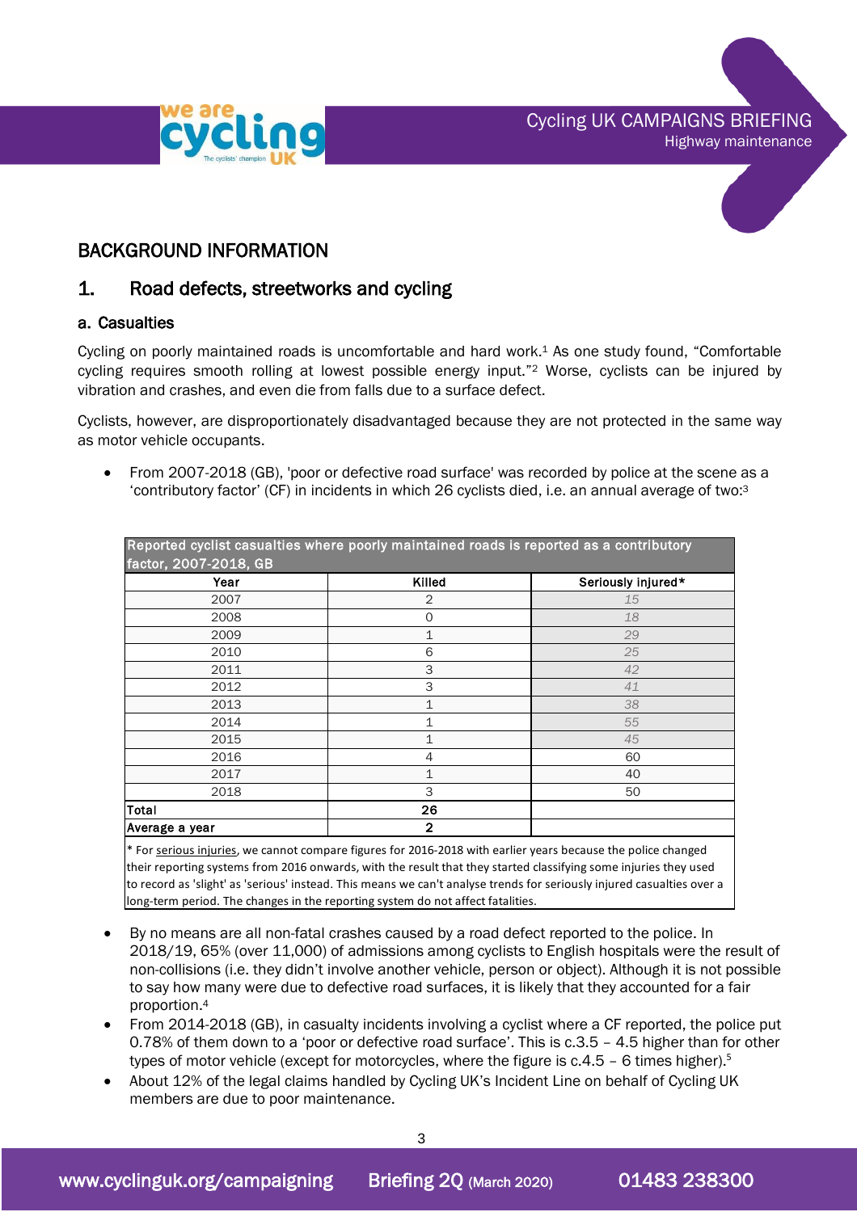## BACKGROUND INFORMATION

## 1. Road defects, streetworks and cycling

### a. Casualties

Cycling on poorly maintained roads is uncomfortable and hard work.[1] As one study found, "Comfortable cycling requires smooth rolling at lowest possible energy input."[2] Worse, cyclists can be injured by vibration and crashes, and even die from falls due to a surface defect.

Cyclists, however, are disproportionately disadvantaged because they are not protected in the same way as motor vehicle occupants.

- From 2007-2018 (GB), 'poor or defective road surface' was recorded by police at the scene as a 'contributory factor' (CF) in incidents in which 26 cyclists died, i.e. an annual average of two:[3]

| Reported cyclist casualties where poorly maintained roads is reported as a contributory factor, 2007-2018, GB | | |
|---|---|---|
| Year | Killed | Seriously injured* |
| 2007 | 2 | *15* |
| 2008 | 0 | *18* |
| 2009 | 1 | *29* |
| 2010 | 6 | *25* |
| 2011 | 3 | *42* |
| 2012 | 3 | *41* |
| 2013 | 1 | *38* |
| 2014 | 1 | *55* |
| 2015 | 1 | *45* |
| 2016 | 4 | 60 |
| 2017 | 1 | 40 |
| 2018 | 3 | 50 |
| **Total** | **26** | |
| **Average a year** | **2** | |

\* For serious injuries, we cannot compare figures for 2016-2018 with earlier years because the police changed their reporting systems from 2016 onwards, with the result that they started classifying some injuries they used to record as 'slight' as 'serious' instead. This means we can't analyse trends for seriously injured casualties over a long-term period. The changes in the reporting system do not affect fatalities.

- By no means are all non-fatal crashes caused by a road defect reported to the police. In 2018/19, 65% (over 11,000) of admissions among cyclists to English hospitals were the result of non-collisions (i.e. they didn't involve another vehicle, person or object). Although it is not possible to say how many were due to defective road surfaces, it is likely that they accounted for a fair proportion.[4]
- From 2014-2018 (GB), in casualty incidents involving a cyclist where a CF reported, the police put 0.78% of them down to a 'poor or defective road surface'. This is c.3.5 – 4.5 higher than for other types of motor vehicle (except for motorcycles, where the figure is c.4.5 – 6 times higher).[5]
- About 12% of the legal claims handled by Cycling UK's Incident Line on behalf of Cycling UK members are due to poor maintenance.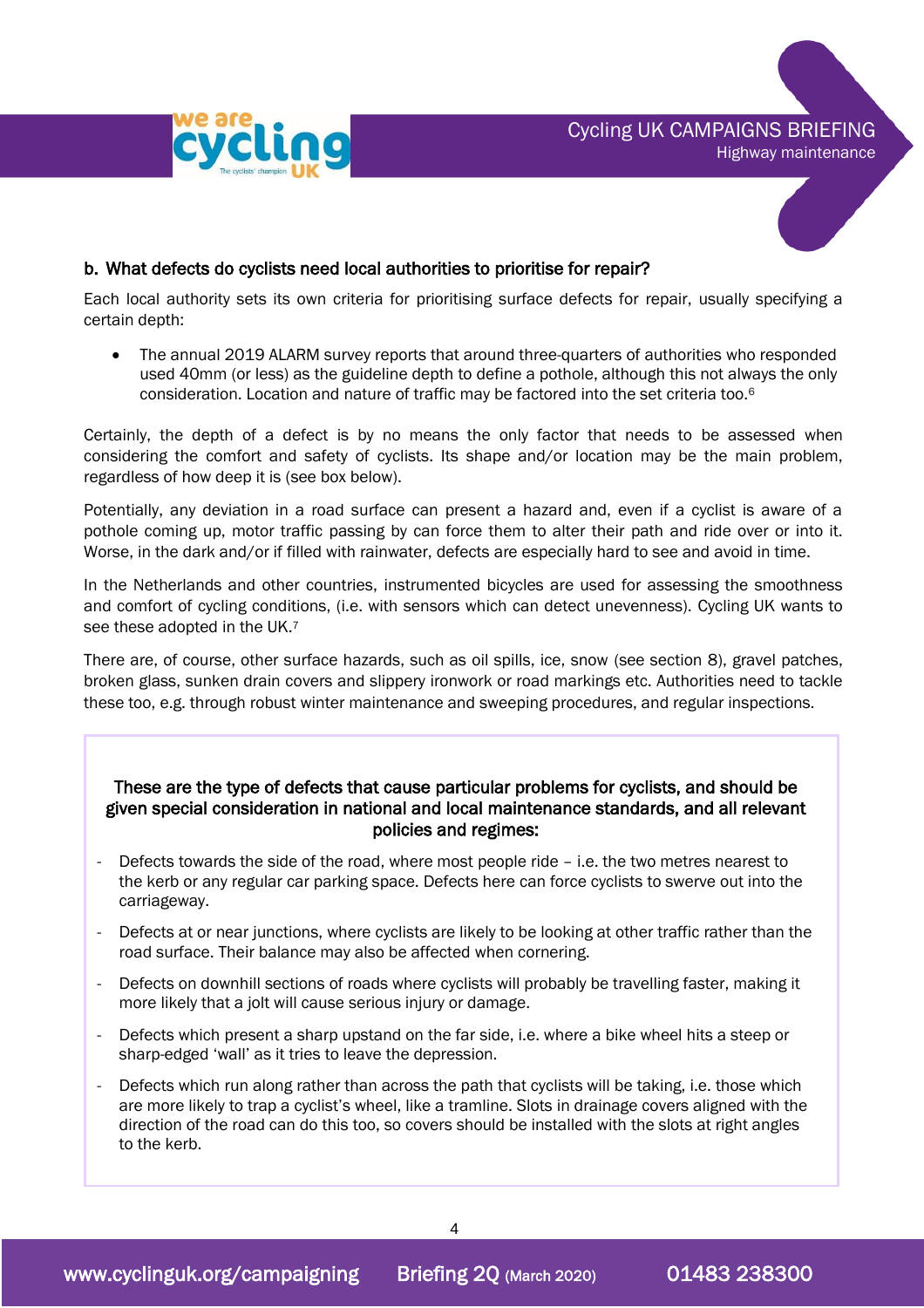### b. What defects do cyclists need local authorities to prioritise for repair?

Each local authority sets its own criteria for prioritising surface defects for repair, usually specifying a certain depth:

- The annual 2019 ALARM survey reports that around three-quarters of authorities who responded used 40mm (or less) as the guideline depth to define a pothole, although this not always the only consideration. Location and nature of traffic may be factored into the set criteria too.[6]

Certainly, the depth of a defect is by no means the only factor that needs to be assessed when considering the comfort and safety of cyclists. Its shape and/or location may be the main problem, regardless of how deep it is (see box below).

Potentially, any deviation in a road surface can present a hazard and, even if a cyclist is aware of a pothole coming up, motor traffic passing by can force them to alter their path and ride over or into it. Worse, in the dark and/or if filled with rainwater, defects are especially hard to see and avoid in time.

In the Netherlands and other countries, instrumented bicycles are used for assessing the smoothness and comfort of cycling conditions, (i.e. with sensors which can detect unevenness). Cycling UK wants to see these adopted in the UK.[7]

There are, of course, other surface hazards, such as oil spills, ice, snow (see section 8), gravel patches, broken glass, sunken drain covers and slippery ironwork or road markings etc. Authorities need to tackle these too, e.g. through robust winter maintenance and sweeping procedures, and regular inspections.

**These are the type of defects that cause particular problems for cyclists, and should be given special consideration in national and local maintenance standards, and all relevant policies and regimes:**

- Defects towards the side of the road, where most people ride – i.e. the two metres nearest to the kerb or any regular car parking space. Defects here can force cyclists to swerve out into the carriageway.
- Defects at or near junctions, where cyclists are likely to be looking at other traffic rather than the road surface. Their balance may also be affected when cornering.
- Defects on downhill sections of roads where cyclists will probably be travelling faster, making it more likely that a jolt will cause serious injury or damage.
- Defects which present a sharp upstand on the far side, i.e. where a bike wheel hits a steep or sharp-edged 'wall' as it tries to leave the depression.
- Defects which run along rather than across the path that cyclists will be taking, i.e. those which are more likely to trap a cyclist's wheel, like a tramline. Slots in drainage covers aligned with the direction of the road can do this too, so covers should be installed with the slots at right angles to the kerb.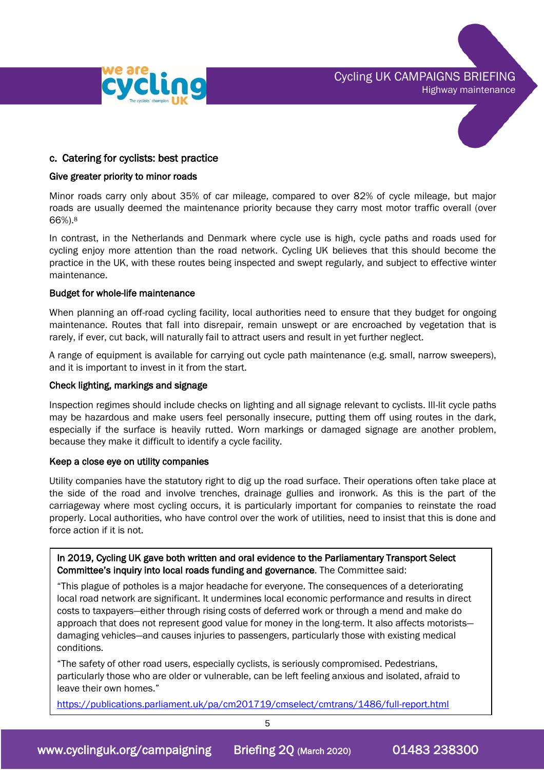### c. Catering for cyclists: best practice

#### Give greater priority to minor roads

Minor roads carry only about 35% of car mileage, compared to over 82% of cycle mileage, but major roads are usually deemed the maintenance priority because they carry most motor traffic overall (over 66%).[8]

In contrast, in the Netherlands and Denmark where cycle use is high, cycle paths and roads used for cycling enjoy more attention than the road network. Cycling UK believes that this should become the practice in the UK, with these routes being inspected and swept regularly, and subject to effective winter maintenance.

#### Budget for whole-life maintenance

When planning an off-road cycling facility, local authorities need to ensure that they budget for ongoing maintenance. Routes that fall into disrepair, remain unswept or are encroached by vegetation that is rarely, if ever, cut back, will naturally fail to attract users and result in yet further neglect.

A range of equipment is available for carrying out cycle path maintenance (e.g. small, narrow sweepers), and it is important to invest in it from the start.

#### Check lighting, markings and signage

Inspection regimes should include checks on lighting and all signage relevant to cyclists. Ill-lit cycle paths may be hazardous and make users feel personally insecure, putting them off using routes in the dark, especially if the surface is heavily rutted. Worn markings or damaged signage are another problem, because they make it difficult to identify a cycle facility.

#### Keep a close eye on utility companies

Utility companies have the statutory right to dig up the road surface. Their operations often take place at the side of the road and involve trenches, drainage gullies and ironwork. As this is the part of the carriageway where most cycling occurs, it is particularly important for companies to reinstate the road properly. Local authorities, who have control over the work of utilities, need to insist that this is done and force action if it is not.

> **In 2019, Cycling UK gave both written and oral evidence to the Parliamentary Transport Select Committee's inquiry into local roads funding and governance**. The Committee said:
>
> "This plague of potholes is a major headache for everyone. The consequences of a deteriorating local road network are significant. It undermines local economic performance and results in direct costs to taxpayers—either through rising costs of deferred work or through a mend and make do approach that does not represent good value for money in the long-term. It also affects motorists—damaging vehicles—and causes injuries to passengers, particularly those with existing medical conditions.
>
> "The safety of other road users, especially cyclists, is seriously compromised. Pedestrians, particularly those who are older or vulnerable, can be left feeling anxious and isolated, afraid to leave their own homes."
>
> https://publications.parliament.uk/pa/cm201719/cmselect/cmtrans/1486/full-report.html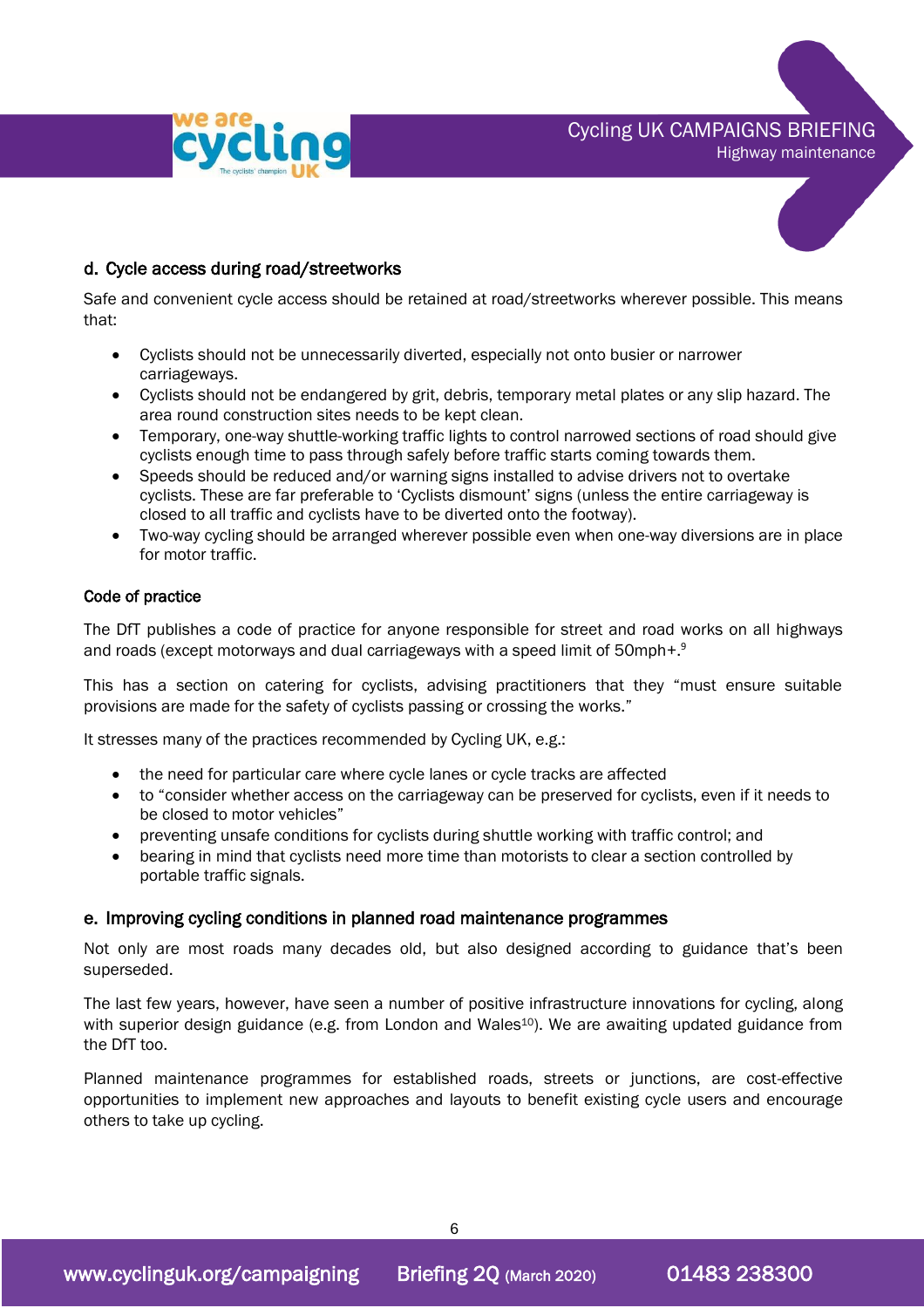## d. Cycle access during road/streetworks

Safe and convenient cycle access should be retained at road/streetworks wherever possible. This means that:

- Cyclists should not be unnecessarily diverted, especially not onto busier or narrower carriageways.
- Cyclists should not be endangered by grit, debris, temporary metal plates or any slip hazard. The area round construction sites needs to be kept clean.
- Temporary, one-way shuttle-working traffic lights to control narrowed sections of road should give cyclists enough time to pass through safely before traffic starts coming towards them.
- Speeds should be reduced and/or warning signs installed to advise drivers not to overtake cyclists. These are far preferable to 'Cyclists dismount' signs (unless the entire carriageway is closed to all traffic and cyclists have to be diverted onto the footway).
- Two-way cycling should be arranged wherever possible even when one-way diversions are in place for motor traffic.

### Code of practice

The DfT publishes a code of practice for anyone responsible for street and road works on all highways and roads (except motorways and dual carriageways with a speed limit of 50mph+.[9]

This has a section on catering for cyclists, advising practitioners that they "must ensure suitable provisions are made for the safety of cyclists passing or crossing the works."

It stresses many of the practices recommended by Cycling UK, e.g.:

- the need for particular care where cycle lanes or cycle tracks are affected
- to "consider whether access on the carriageway can be preserved for cyclists, even if it needs to be closed to motor vehicles"
- preventing unsafe conditions for cyclists during shuttle working with traffic control; and
- bearing in mind that cyclists need more time than motorists to clear a section controlled by portable traffic signals.

## e. Improving cycling conditions in planned road maintenance programmes

Not only are most roads many decades old, but also designed according to guidance that's been superseded.

The last few years, however, have seen a number of positive infrastructure innovations for cycling, along with superior design guidance (e.g. from London and Wales[10]). We are awaiting updated guidance from the DfT too.

Planned maintenance programmes for established roads, streets or junctions, are cost-effective opportunities to implement new approaches and layouts to benefit existing cycle users and encourage others to take up cycling.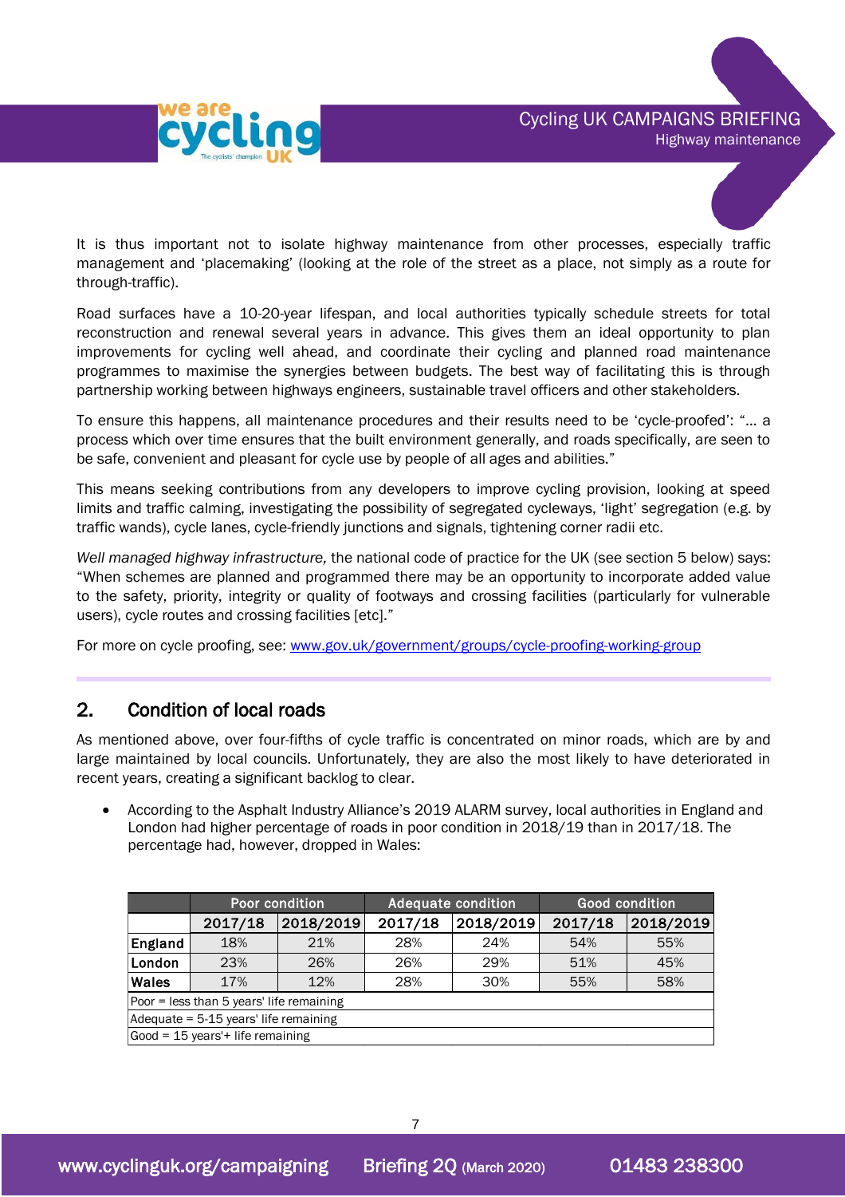It is thus important not to isolate highway maintenance from other processes, especially traffic management and 'placemaking' (looking at the role of the street as a place, not simply as a route for through-traffic).

Road surfaces have a 10-20-year lifespan, and local authorities typically schedule streets for total reconstruction and renewal several years in advance. This gives them an ideal opportunity to plan improvements for cycling well ahead, and coordinate their cycling and planned road maintenance programmes to maximise the synergies between budgets. The best way of facilitating this is through partnership working between highways engineers, sustainable travel officers and other stakeholders.

To ensure this happens, all maintenance procedures and their results need to be 'cycle-proofed': "… a process which over time ensures that the built environment generally, and roads specifically, are seen to be safe, convenient and pleasant for cycle use by people of all ages and abilities."

This means seeking contributions from any developers to improve cycling provision, looking at speed limits and traffic calming, investigating the possibility of segregated cycleways, 'light' segregation (e.g. by traffic wands), cycle lanes, cycle-friendly junctions and signals, tightening corner radii etc.

*Well managed highway infrastructure,* the national code of practice for the UK (see section 5 below) says: "When schemes are planned and programmed there may be an opportunity to incorporate added value to the safety, priority, integrity or quality of footways and crossing facilities (particularly for vulnerable users), cycle routes and crossing facilities [etc]."

For more on cycle proofing, see: [www.gov.uk/government/groups/cycle-proofing-working-group](http://www.gov.uk/government/groups/cycle-proofing-working-group)

## 2. Condition of local roads

As mentioned above, over four-fifths of cycle traffic is concentrated on minor roads, which are by and large maintained by local councils. Unfortunately, they are also the most likely to have deteriorated in recent years, creating a significant backlog to clear.

- According to the Asphalt Industry Alliance's 2019 ALARM survey, local authorities in England and London had higher percentage of roads in poor condition in 2018/19 than in 2017/18. The percentage had, however, dropped in Wales:

| | Poor condition | | Adequate condition | | Good condition | |
|---|---|---|---|---|---|---|
| | 2017/18 | 2018/2019 | 2017/18 | 2018/2019 | 2017/18 | 2018/2019 |
| **England** | 18% | 21% | 28% | 24% | 54% | 55% |
| **London** | 23% | 26% | 26% | 29% | 51% | 45% |
| **Wales** | 17% | 12% | 28% | 30% | 55% | 58% |

Poor = less than 5 years' life remaining
Adequate = 5-15 years' life remaining
Good = 15 years'+ life remaining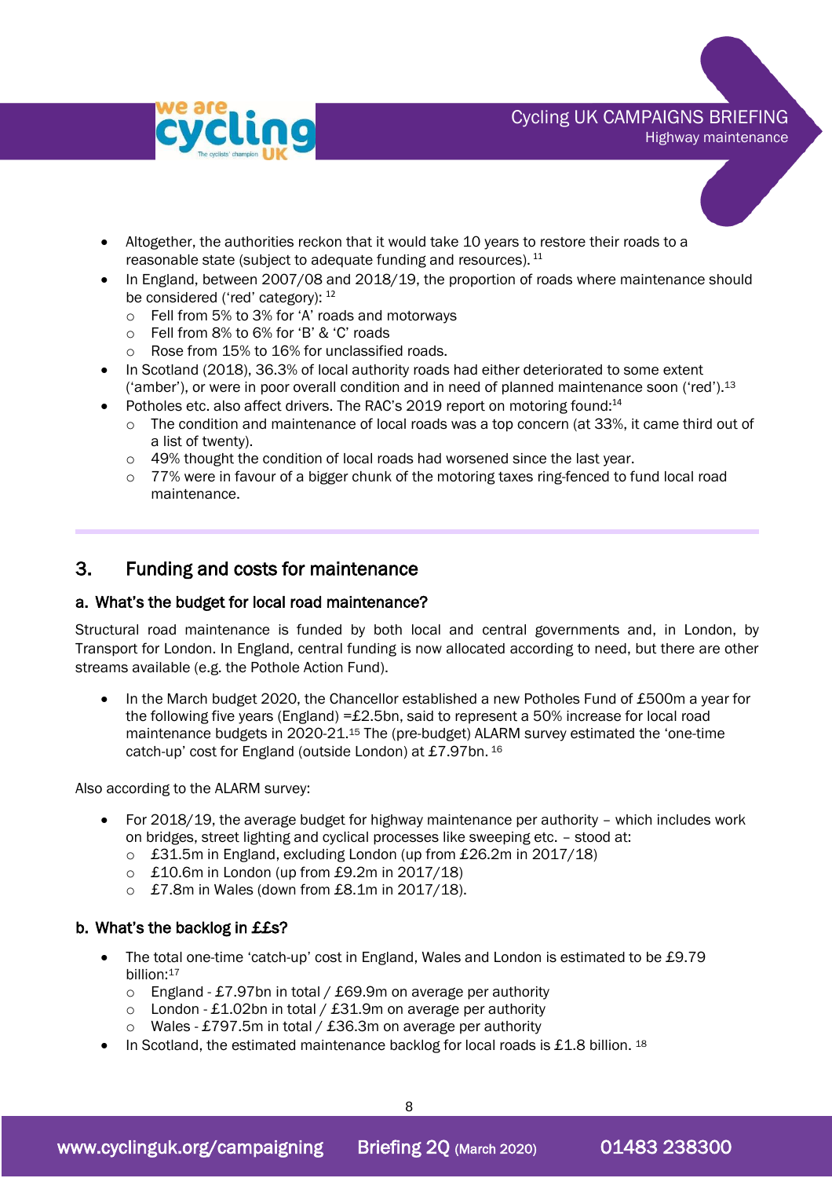- Altogether, the authorities reckon that it would take 10 years to restore their roads to a reasonable state (subject to adequate funding and resources). [11]
- In England, between 2007/08 and 2018/19, the proportion of roads where maintenance should be considered ('red' category): [12]
  - Fell from 5% to 3% for 'A' roads and motorways
  - Fell from 8% to 6% for 'B' & 'C' roads
  - Rose from 15% to 16% for unclassified roads.
- In Scotland (2018), 36.3% of local authority roads had either deteriorated to some extent ('amber'), or were in poor overall condition and in need of planned maintenance soon ('red').[13]
- Potholes etc. also affect drivers. The RAC's 2019 report on motoring found:[14]
  - The condition and maintenance of local roads was a top concern (at 33%, it came third out of a list of twenty).
  - 49% thought the condition of local roads had worsened since the last year.
  - 77% were in favour of a bigger chunk of the motoring taxes ring-fenced to fund local road maintenance.

## 3. Funding and costs for maintenance

### a. What's the budget for local road maintenance?

Structural road maintenance is funded by both local and central governments and, in London, by Transport for London. In England, central funding is now allocated according to need, but there are other streams available (e.g. the Pothole Action Fund).

- In the March budget 2020, the Chancellor established a new Potholes Fund of £500m a year for the following five years (England) =£2.5bn, said to represent a 50% increase for local road maintenance budgets in 2020-21.[15] The (pre-budget) ALARM survey estimated the 'one-time catch-up' cost for England (outside London) at £7.97bn. [16]

Also according to the ALARM survey:

- For 2018/19, the average budget for highway maintenance per authority – which includes work on bridges, street lighting and cyclical processes like sweeping etc. – stood at:
  - £31.5m in England, excluding London (up from £26.2m in 2017/18)
  - £10.6m in London (up from £9.2m in 2017/18)
  - £7.8m in Wales (down from £8.1m in 2017/18).

### b. What's the backlog in ££s?

- The total one-time 'catch-up' cost in England, Wales and London is estimated to be £9.79 billion:[17]
  - England - £7.97bn in total / £69.9m on average per authority
  - London - £1.02bn in total / £31.9m on average per authority
  - Wales - £797.5m in total / £36.3m on average per authority
- In Scotland, the estimated maintenance backlog for local roads is £1.8 billion. [18]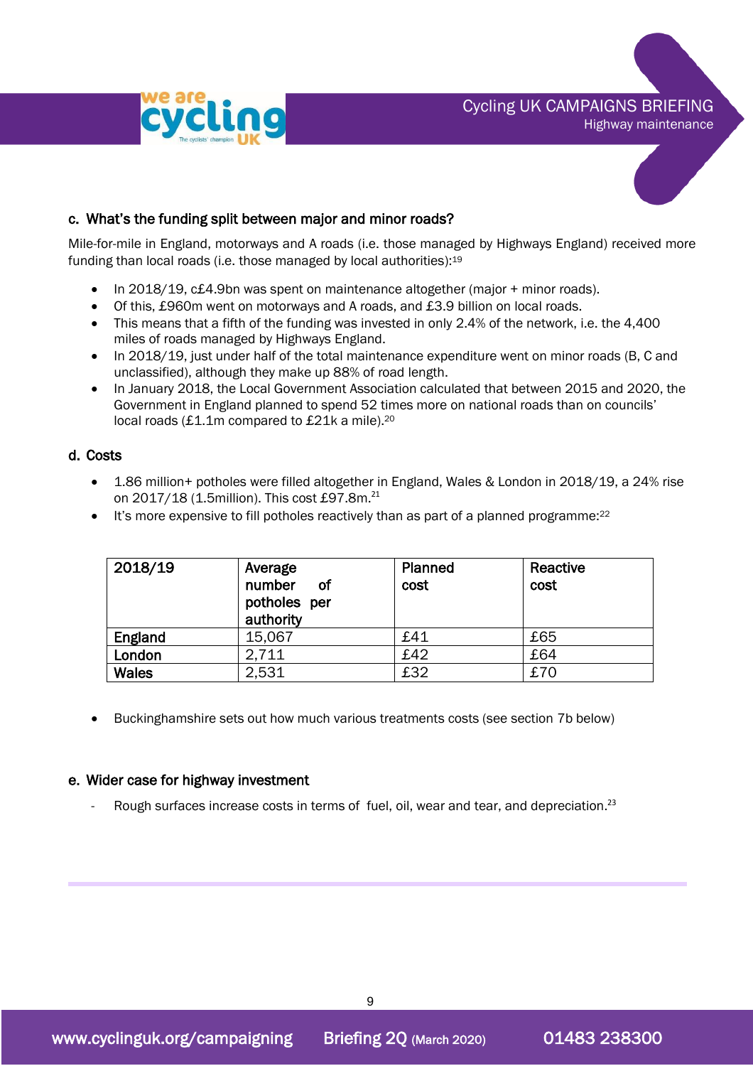### c. What's the funding split between major and minor roads?

Mile-for-mile in England, motorways and A roads (i.e. those managed by Highways England) received more funding than local roads (i.e. those managed by local authorities):[19]

- In 2018/19, c£4.9bn was spent on maintenance altogether (major + minor roads).
- Of this, £960m went on motorways and A roads, and £3.9 billion on local roads.
- This means that a fifth of the funding was invested in only 2.4% of the network, i.e. the 4,400 miles of roads managed by Highways England.
- In 2018/19, just under half of the total maintenance expenditure went on minor roads (B, C and unclassified), although they make up 88% of road length.
- In January 2018, the Local Government Association calculated that between 2015 and 2020, the Government in England planned to spend 52 times more on national roads than on councils' local roads (£1.1m compared to £21k a mile).[20]

### d. Costs

- 1.86 million+ potholes were filled altogether in England, Wales & London in 2018/19, a 24% rise on 2017/18 (1.5million). This cost £97.8m.[21]
- It's more expensive to fill potholes reactively than as part of a planned programme:[22]

| 2018/19 | Average number of potholes per authority | Planned cost | Reactive cost |
|---|---|---|---|
| **England** | 15,067 | £41 | £65 |
| **London** | 2,711 | £42 | £64 |
| **Wales** | 2,531 | £32 | £70 |

- Buckinghamshire sets out how much various treatments costs (see section 7b below)

### e. Wider case for highway investment

- Rough surfaces increase costs in terms of fuel, oil, wear and tear, and depreciation.[23]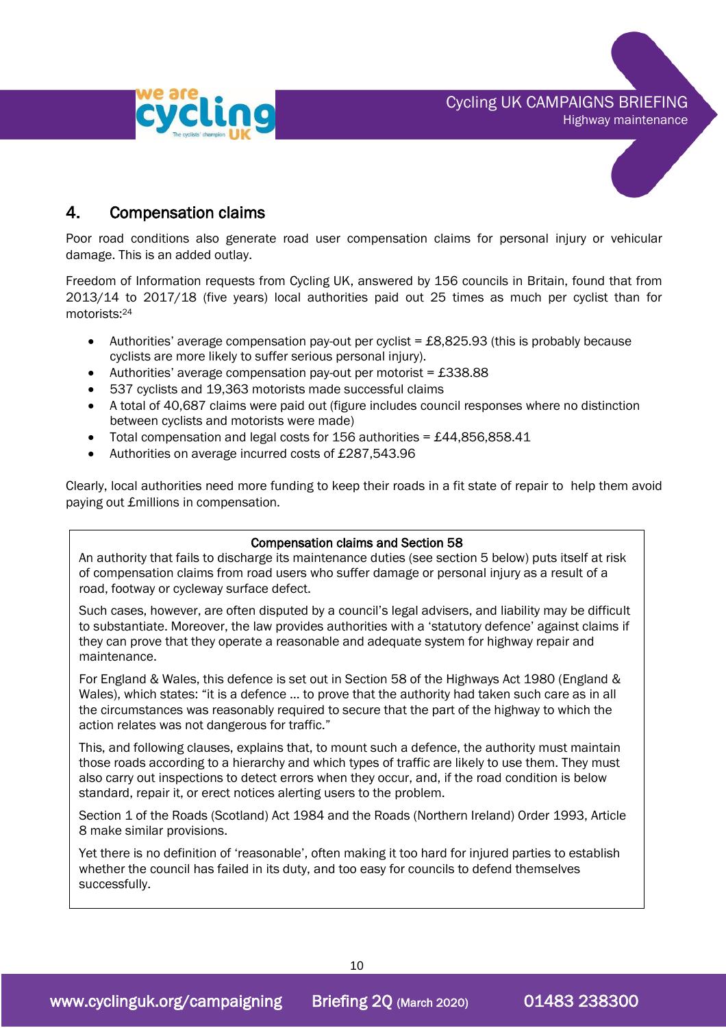## 4. Compensation claims

Poor road conditions also generate road user compensation claims for personal injury or vehicular damage. This is an added outlay.

Freedom of Information requests from Cycling UK, answered by 156 councils in Britain, found that from 2013/14 to 2017/18 (five years) local authorities paid out 25 times as much per cyclist than for motorists:[24]

- Authorities' average compensation pay-out per cyclist = £8,825.93 (this is probably because cyclists are more likely to suffer serious personal injury).
- Authorities' average compensation pay-out per motorist = £338.88
- 537 cyclists and 19,363 motorists made successful claims
- A total of 40,687 claims were paid out (figure includes council responses where no distinction between cyclists and motorists were made)
- Total compensation and legal costs for 156 authorities = £44,856,858.41
- Authorities on average incurred costs of £287,543.96

Clearly, local authorities need more funding to keep their roads in a fit state of repair to help them avoid paying out £millions in compensation.

**Compensation claims and Section 58**

An authority that fails to discharge its maintenance duties (see section 5 below) puts itself at risk of compensation claims from road users who suffer damage or personal injury as a result of a road, footway or cycleway surface defect.

Such cases, however, are often disputed by a council's legal advisers, and liability may be difficult to substantiate. Moreover, the law provides authorities with a 'statutory defence' against claims if they can prove that they operate a reasonable and adequate system for highway repair and maintenance.

For England & Wales, this defence is set out in Section 58 of the Highways Act 1980 (England & Wales), which states: "it is a defence … to prove that the authority had taken such care as in all the circumstances was reasonably required to secure that the part of the highway to which the action relates was not dangerous for traffic."

This, and following clauses, explains that, to mount such a defence, the authority must maintain those roads according to a hierarchy and which types of traffic are likely to use them. They must also carry out inspections to detect errors when they occur, and, if the road condition is below standard, repair it, or erect notices alerting users to the problem.

Section 1 of the Roads (Scotland) Act 1984 and the Roads (Northern Ireland) Order 1993, Article 8 make similar provisions.

Yet there is no definition of 'reasonable', often making it too hard for injured parties to establish whether the council has failed in its duty, and too easy for councils to defend themselves successfully.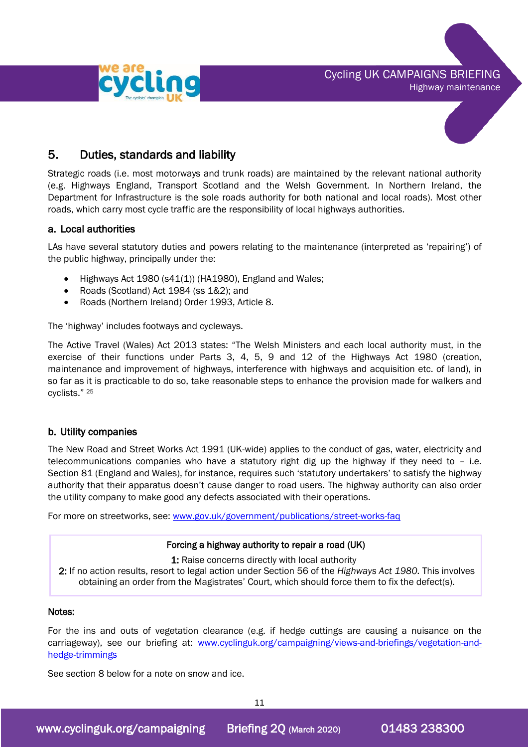## 5. Duties, standards and liability

Strategic roads (i.e. most motorways and trunk roads) are maintained by the relevant national authority (e.g. Highways England, Transport Scotland and the Welsh Government. In Northern Ireland, the Department for Infrastructure is the sole roads authority for both national and local roads). Most other roads, which carry most cycle traffic are the responsibility of local highways authorities.

### a. Local authorities

LAs have several statutory duties and powers relating to the maintenance (interpreted as 'repairing') of the public highway, principally under the:

- Highways Act 1980 (s41(1)) (HA1980), England and Wales;
- Roads (Scotland) Act 1984 (ss 1&2); and
- Roads (Northern Ireland) Order 1993, Article 8.

The 'highway' includes footways and cycleways.

The Active Travel (Wales) Act 2013 states: "The Welsh Ministers and each local authority must, in the exercise of their functions under Parts 3, 4, 5, 9 and 12 of the Highways Act 1980 (creation, maintenance and improvement of highways, interference with highways and acquisition etc. of land), in so far as it is practicable to do so, take reasonable steps to enhance the provision made for walkers and cyclists." [25]

### b. Utility companies

The New Road and Street Works Act 1991 (UK-wide) applies to the conduct of gas, water, electricity and telecommunications companies who have a statutory right dig up the highway if they need to – i.e. Section 81 (England and Wales), for instance, requires such 'statutory undertakers' to satisfy the highway authority that their apparatus doesn't cause danger to road users. The highway authority can also order the utility company to make good any defects associated with their operations.

For more on streetworks, see: www.gov.uk/government/publications/street-works-faq

> **Forcing a highway authority to repair a road (UK)**
>
> **1:** Raise concerns directly with local authority
>
> **2:** If no action results, resort to legal action under Section 56 of the *Highways Act 1980.* This involves obtaining an order from the Magistrates' Court, which should force them to fix the defect(s).

**Notes:**

For the ins and outs of vegetation clearance (e.g. if hedge cuttings are causing a nuisance on the carriageway), see our briefing at: www.cyclinguk.org/campaigning/views-and-briefings/vegetation-and-hedge-trimmings

See section 8 below for a note on snow and ice.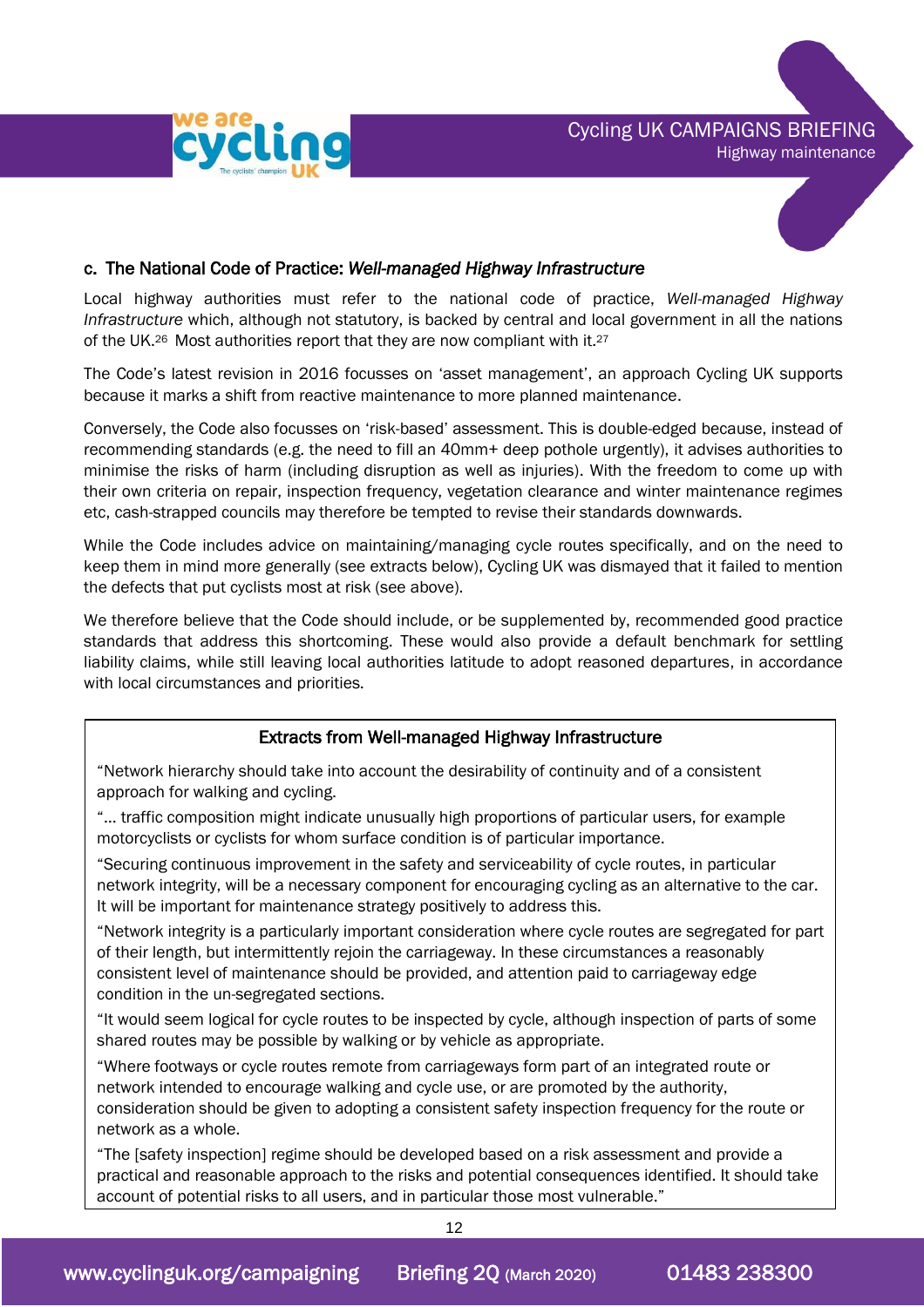### c. The National Code of Practice: *Well-managed Highway Infrastructure*

Local highway authorities must refer to the national code of practice, *Well-managed Highway Infrastructure* which, although not statutory, is backed by central and local government in all the nations of the UK.[26] Most authorities report that they are now compliant with it.[27]

The Code's latest revision in 2016 focusses on 'asset management', an approach Cycling UK supports because it marks a shift from reactive maintenance to more planned maintenance.

Conversely, the Code also focusses on 'risk-based' assessment. This is double-edged because, instead of recommending standards (e.g. the need to fill an 40mm+ deep pothole urgently), it advises authorities to minimise the risks of harm (including disruption as well as injuries). With the freedom to come up with their own criteria on repair, inspection frequency, vegetation clearance and winter maintenance regimes etc, cash-strapped councils may therefore be tempted to revise their standards downwards.

While the Code includes advice on maintaining/managing cycle routes specifically, and on the need to keep them in mind more generally (see extracts below), Cycling UK was dismayed that it failed to mention the defects that put cyclists most at risk (see above).

We therefore believe that the Code should include, or be supplemented by, recommended good practice standards that address this shortcoming. These would also provide a default benchmark for settling liability claims, while still leaving local authorities latitude to adopt reasoned departures, in accordance with local circumstances and priorities.

**Extracts from Well-managed Highway Infrastructure**

"Network hierarchy should take into account the desirability of continuity and of a consistent approach for walking and cycling.

"… traffic composition might indicate unusually high proportions of particular users, for example motorcyclists or cyclists for whom surface condition is of particular importance.

"Securing continuous improvement in the safety and serviceability of cycle routes, in particular network integrity, will be a necessary component for encouraging cycling as an alternative to the car. It will be important for maintenance strategy positively to address this.

"Network integrity is a particularly important consideration where cycle routes are segregated for part of their length, but intermittently rejoin the carriageway. In these circumstances a reasonably consistent level of maintenance should be provided, and attention paid to carriageway edge condition in the un-segregated sections.

"It would seem logical for cycle routes to be inspected by cycle, although inspection of parts of some shared routes may be possible by walking or by vehicle as appropriate.

"Where footways or cycle routes remote from carriageways form part of an integrated route or network intended to encourage walking and cycle use, or are promoted by the authority, consideration should be given to adopting a consistent safety inspection frequency for the route or network as a whole.

"The [safety inspection] regime should be developed based on a risk assessment and provide a practical and reasonable approach to the risks and potential consequences identified. It should take account of potential risks to all users, and in particular those most vulnerable."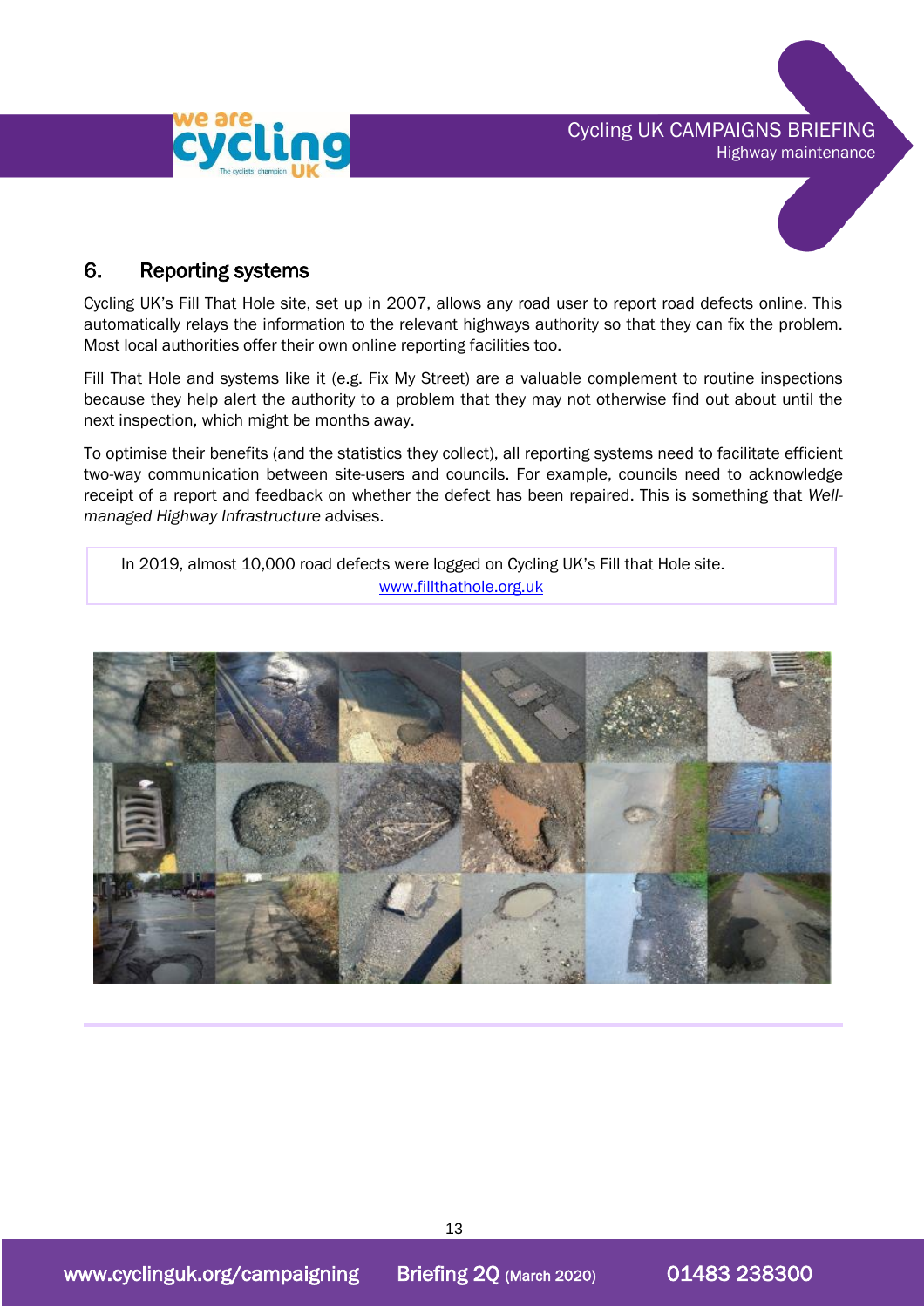## 6. Reporting systems

Cycling UK's Fill That Hole site, set up in 2007, allows any road user to report road defects online. This automatically relays the information to the relevant highways authority so that they can fix the problem. Most local authorities offer their own online reporting facilities too.

Fill That Hole and systems like it (e.g. Fix My Street) are a valuable complement to routine inspections because they help alert the authority to a problem that they may not otherwise find out about until the next inspection, which might be months away.

To optimise their benefits (and the statistics they collect), all reporting systems need to facilitate efficient two-way communication between site-users and councils. For example, councils need to acknowledge receipt of a report and feedback on whether the defect has been repaired. This is something that *Well-managed Highway Infrastructure* advises.

> In 2019, almost 10,000 road defects were logged on Cycling UK's Fill that Hole site.
> [www.fillthathole.org.uk](www.fillthathole.org.uk)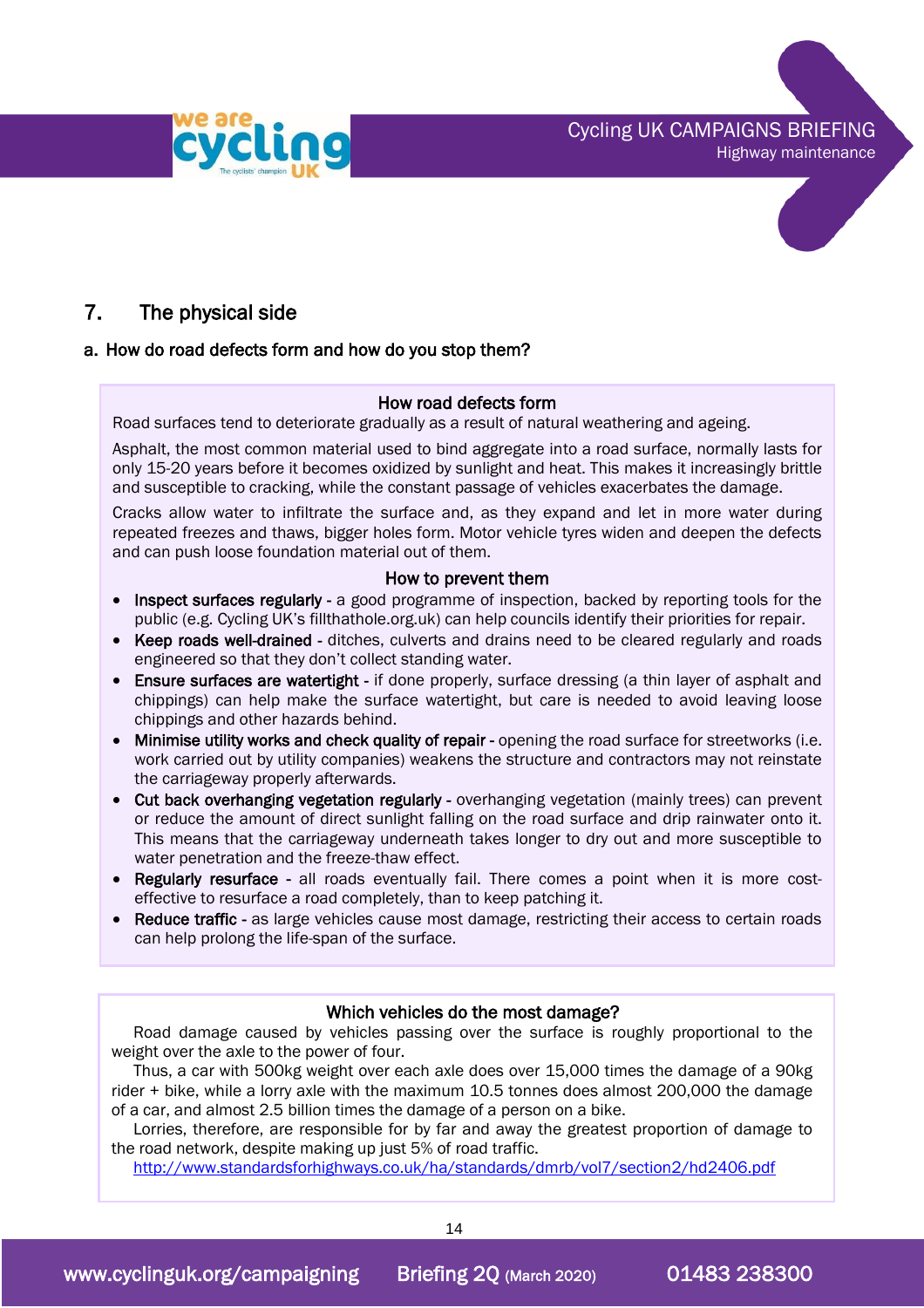## 7. The physical side

### a. How do road defects form and how do you stop them?

**How road defects form**

Road surfaces tend to deteriorate gradually as a result of natural weathering and ageing.

Asphalt, the most common material used to bind aggregate into a road surface, normally lasts for only 15-20 years before it becomes oxidized by sunlight and heat. This makes it increasingly brittle and susceptible to cracking, while the constant passage of vehicles exacerbates the damage.

Cracks allow water to infiltrate the surface and, as they expand and let in more water during repeated freezes and thaws, bigger holes form. Motor vehicle tyres widen and deepen the defects and can push loose foundation material out of them.

**How to prevent them**

- **Inspect surfaces regularly** - a good programme of inspection, backed by reporting tools for the public (e.g. Cycling UK's fillthathole.org.uk) can help councils identify their priorities for repair.
- **Keep roads well-drained** - ditches, culverts and drains need to be cleared regularly and roads engineered so that they don't collect standing water.
- **Ensure surfaces are watertight** - if done properly, surface dressing (a thin layer of asphalt and chippings) can help make the surface watertight, but care is needed to avoid leaving loose chippings and other hazards behind.
- **Minimise utility works and check quality of repair** - opening the road surface for streetworks (i.e. work carried out by utility companies) weakens the structure and contractors may not reinstate the carriageway properly afterwards.
- **Cut back overhanging vegetation regularly** - overhanging vegetation (mainly trees) can prevent or reduce the amount of direct sunlight falling on the road surface and drip rainwater onto it. This means that the carriageway underneath takes longer to dry out and more susceptible to water penetration and the freeze-thaw effect.
- **Regularly resurface** - all roads eventually fail. There comes a point when it is more cost-effective to resurface a road completely, than to keep patching it.
- **Reduce traffic** - as large vehicles cause most damage, restricting their access to certain roads can help prolong the life-span of the surface.

**Which vehicles do the most damage?**

Road damage caused by vehicles passing over the surface is roughly proportional to the weight over the axle to the power of four.

Thus, a car with 500kg weight over each axle does over 15,000 times the damage of a 90kg rider + bike, while a lorry axle with the maximum 10.5 tonnes does almost 200,000 the damage of a car, and almost 2.5 billion times the damage of a person on a bike.

Lorries, therefore, are responsible for by far and away the greatest proportion of damage to the road network, despite making up just 5% of road traffic.

http://www.standardsforhighways.co.uk/ha/standards/dmrb/vol7/section2/hd2406.pdf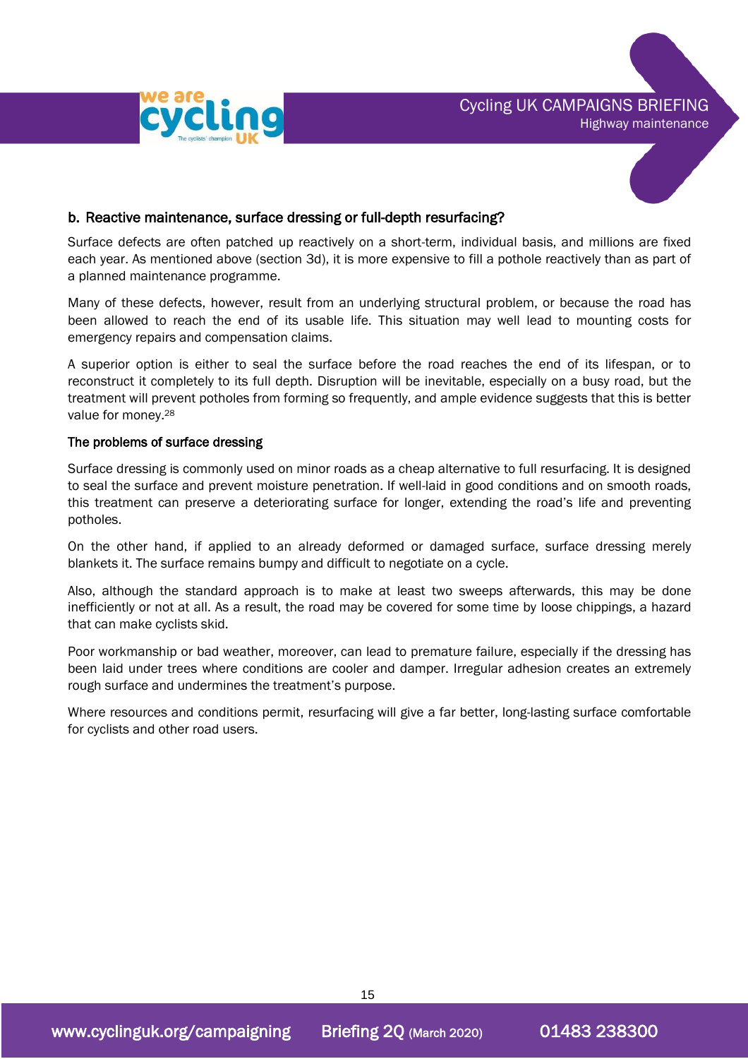### b. Reactive maintenance, surface dressing or full-depth resurfacing?

Surface defects are often patched up reactively on a short-term, individual basis, and millions are fixed each year. As mentioned above (section 3d), it is more expensive to fill a pothole reactively than as part of a planned maintenance programme.

Many of these defects, however, result from an underlying structural problem, or because the road has been allowed to reach the end of its usable life. This situation may well lead to mounting costs for emergency repairs and compensation claims.

A superior option is either to seal the surface before the road reaches the end of its lifespan, or to reconstruct it completely to its full depth. Disruption will be inevitable, especially on a busy road, but the treatment will prevent potholes from forming so frequently, and ample evidence suggests that this is better value for money.[28]

#### The problems of surface dressing

Surface dressing is commonly used on minor roads as a cheap alternative to full resurfacing. It is designed to seal the surface and prevent moisture penetration. If well-laid in good conditions and on smooth roads, this treatment can preserve a deteriorating surface for longer, extending the road's life and preventing potholes.

On the other hand, if applied to an already deformed or damaged surface, surface dressing merely blankets it. The surface remains bumpy and difficult to negotiate on a cycle.

Also, although the standard approach is to make at least two sweeps afterwards, this may be done inefficiently or not at all. As a result, the road may be covered for some time by loose chippings, a hazard that can make cyclists skid.

Poor workmanship or bad weather, moreover, can lead to premature failure, especially if the dressing has been laid under trees where conditions are cooler and damper. Irregular adhesion creates an extremely rough surface and undermines the treatment's purpose.

Where resources and conditions permit, resurfacing will give a far better, long-lasting surface comfortable for cyclists and other road users.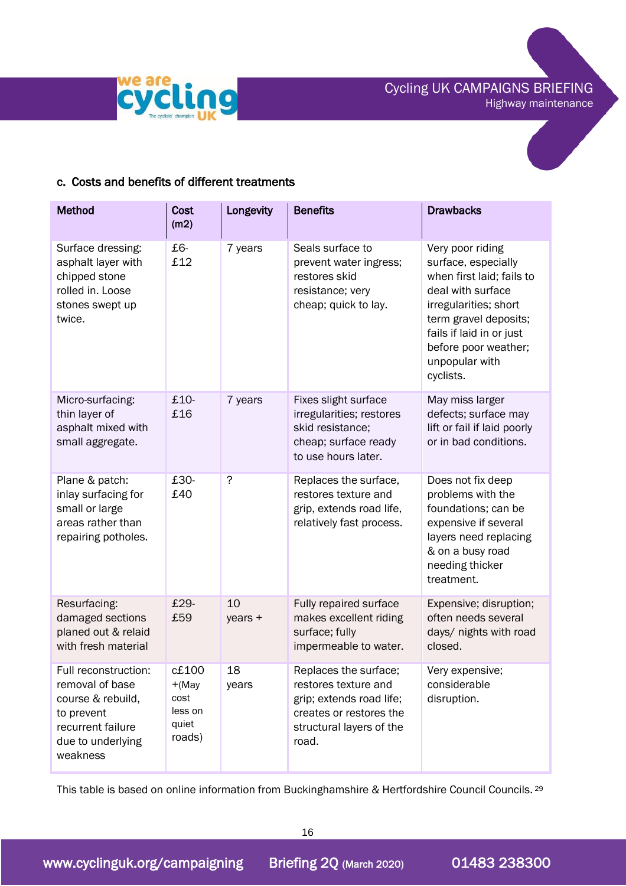### c. Costs and benefits of different treatments

| Method | Cost (m2) | Longevity | Benefits | Drawbacks |
|---|---|---|---|---|
| Surface dressing: asphalt layer with chipped stone rolled in. Loose stones swept up twice. | £6-£12 | 7 years | Seals surface to prevent water ingress; restores skid resistance; very cheap; quick to lay. | Very poor riding surface, especially when first laid; fails to deal with surface irregularities; short term gravel deposits; fails if laid in or just before poor weather; unpopular with cyclists. |
| Micro-surfacing: thin layer of asphalt mixed with small aggregate. | £10-£16 | 7 years | Fixes slight surface irregularities; restores skid resistance; cheap; surface ready to use hours later. | May miss larger defects; surface may lift or fail if laid poorly or in bad conditions. |
| Plane & patch: inlay surfacing for small or large areas rather than repairing potholes. | £30-£40 | ? | Replaces the surface, restores texture and grip, extends road life, relatively fast process. | Does not fix deep problems with the foundations; can be expensive if several layers need replacing & on a busy road needing thicker treatment. |
| Resurfacing: damaged sections planed out & relaid with fresh material | £29-£59 | 10 years + | Fully repaired surface makes excellent riding surface; fully impermeable to water. | Expensive; disruption; often needs several days/ nights with road closed. |
| Full reconstruction: removal of base course & rebuild, to prevent recurrent failure due to underlying weakness | c£100 +(May cost less on quiet roads) | 18 years | Replaces the surface; restores texture and grip; extends road life; creates or restores the structural layers of the road. | Very expensive; considerable disruption. |

This table is based on online information from Buckinghamshire & Hertfordshire Council Councils.[29]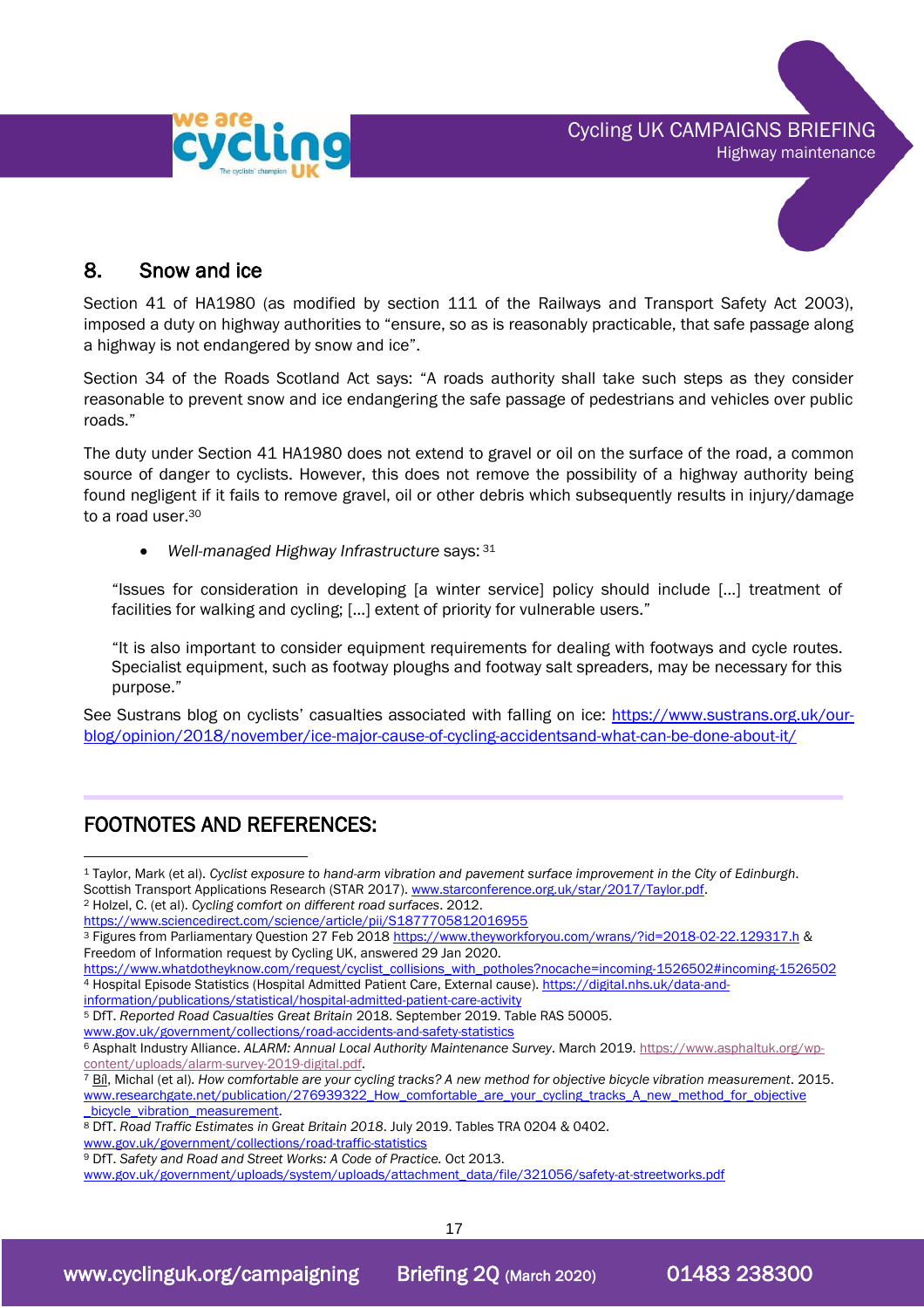## 8. Snow and ice

Section 41 of HA1980 (as modified by section 111 of the Railways and Transport Safety Act 2003), imposed a duty on highway authorities to "ensure, so as is reasonably practicable, that safe passage along a highway is not endangered by snow and ice".

Section 34 of the Roads Scotland Act says: "A roads authority shall take such steps as they consider reasonable to prevent snow and ice endangering the safe passage of pedestrians and vehicles over public roads."

The duty under Section 41 HA1980 does not extend to gravel or oil on the surface of the road, a common source of danger to cyclists. However, this does not remove the possibility of a highway authority being found negligent if it fails to remove gravel, oil or other debris which subsequently results in injury/damage to a road user.[30]

- *Well-managed Highway Infrastructure* says: [31]

> "Issues for consideration in developing [a winter service] policy should include [...] treatment of facilities for walking and cycling; [...] extent of priority for vulnerable users."
>
> "It is also important to consider equipment requirements for dealing with footways and cycle routes. Specialist equipment, such as footway ploughs and footway salt spreaders, may be necessary for this purpose."

See Sustrans blog on cyclists' casualties associated with falling on ice: https://www.sustrans.org.uk/our-blog/opinion/2018/november/ice-major-cause-of-cycling-accidentsand-what-can-be-done-about-it/

## FOOTNOTES AND REFERENCES:

[1] Taylor, Mark (et al). *Cyclist exposure to hand-arm vibration and pavement surface improvement in the City of Edinburgh*. Scottish Transport Applications Research (STAR 2017). www.starconference.org.uk/star/2017/Taylor.pdf.

[2] Holzel, C. (et al). *Cycling comfort on different road surfaces*. 2012. https://www.sciencedirect.com/science/article/pii/S1877705812016955

[3] Figures from Parliamentary Question 27 Feb 2018 https://www.theyworkforyou.com/wrans/?id=2018-02-22.129317.h & Freedom of Information request by Cycling UK, answered 29 Jan 2020. https://www.whatdotheyknow.com/request/cyclist_collisions_with_potholes?nocache=incoming-1526502#incoming-1526502

[4] Hospital Episode Statistics (Hospital Admitted Patient Care, External cause). https://digital.nhs.uk/data-and-information/publications/statistical/hospital-admitted-patient-care-activity

[5] DfT. *Reported Road Casualties Great Britain* 2018. September 2019. Table RAS 50005. www.gov.uk/government/collections/road-accidents-and-safety-statistics

[6] Asphalt Industry Alliance. *ALARM: Annual Local Authority Maintenance Survey*. March 2019. https://www.asphaltuk.org/wp-content/uploads/alarm-survey-2019-digital.pdf.

[7] Bíl, Michal (et al). *How comfortable are your cycling tracks? A new method for objective bicycle vibration measurement*. 2015. www.researchgate.net/publication/276939322_How_comfortable_are_your_cycling_tracks_A_new_method_for_objective_bicycle_vibration_measurement.

[8] DfT. *Road Traffic Estimates in Great Britain 2018*. July 2019. Tables TRA 0204 & 0402. www.gov.uk/government/collections/road-traffic-statistics

[9] DfT. *Safety and Road and Street Works: A Code of Practice.* Oct 2013. www.gov.uk/government/uploads/system/uploads/attachment_data/file/321056/safety-at-streetworks.pdf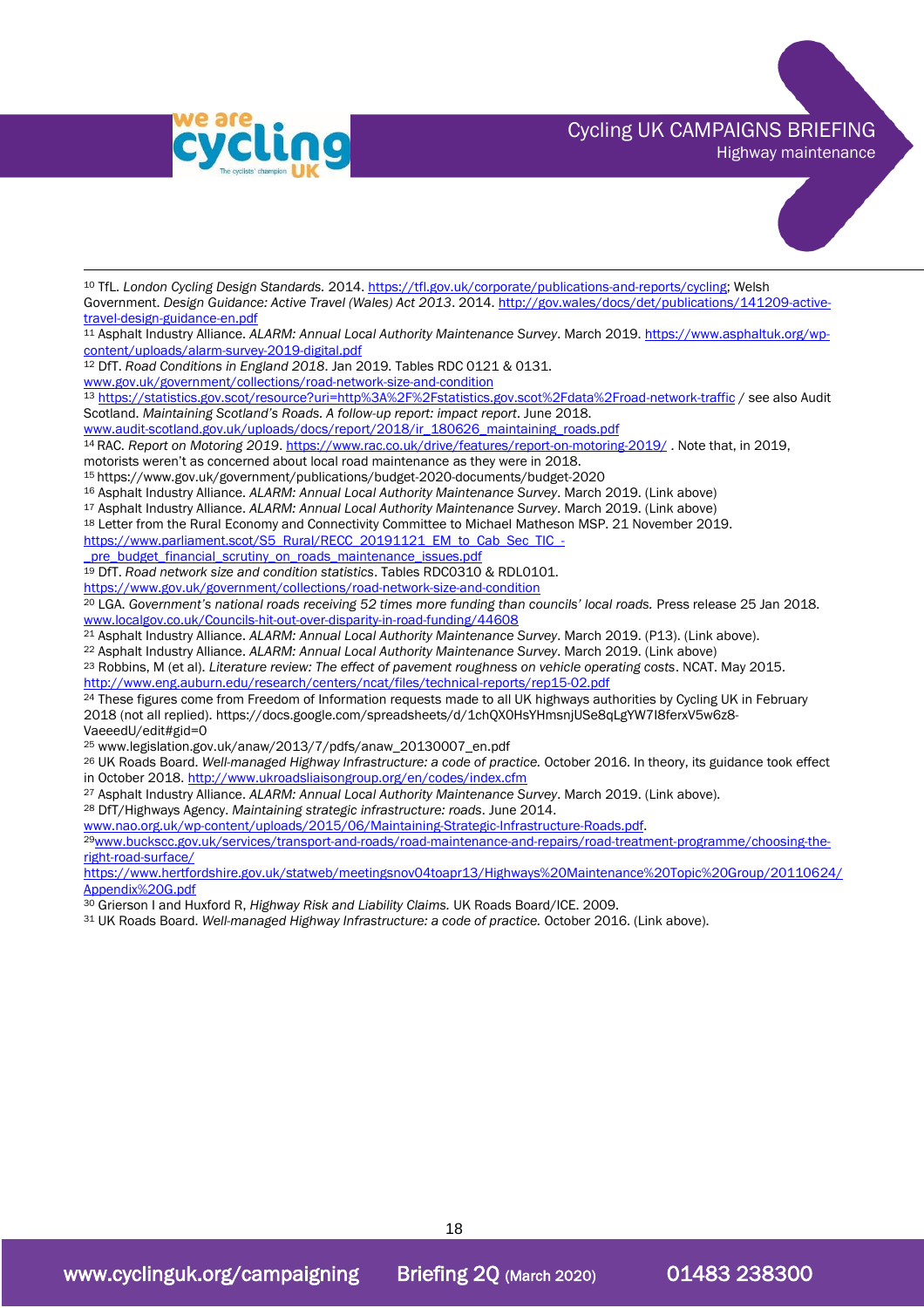[10] TfL. *London Cycling Design Standards.* 2014. https://tfl.gov.uk/corporate/publications-and-reports/cycling; Welsh Government. *Design Guidance: Active Travel (Wales) Act 2013*. 2014. http://gov.wales/docs/det/publications/141209-active-travel-design-guidance-en.pdf

[11] Asphalt Industry Alliance. *ALARM: Annual Local Authority Maintenance Survey*. March 2019. https://www.asphaltuk.org/wp-content/uploads/alarm-survey-2019-digital.pdf

[12] DfT. *Road Conditions in England 2018*. Jan 2019. Tables RDC 0121 & 0131. www.gov.uk/government/collections/road-network-size-and-condition

[13] https://statistics.gov.scot/resource?uri=http%3A%2F%2Fstatistics.gov.scot%2Fdata%2Froad-network-traffic / see also Audit Scotland. *Maintaining Scotland's Roads. A follow-up report: impact report*. June 2018. www.audit-scotland.gov.uk/uploads/docs/report/2018/ir_180626_maintaining_roads.pdf

[14] RAC. *Report on Motoring 2019*. https://www.rac.co.uk/drive/features/report-on-motoring-2019/ . Note that, in 2019, motorists weren't as concerned about local road maintenance as they were in 2018.

[15] https://www.gov.uk/government/publications/budget-2020-documents/budget-2020

[16] Asphalt Industry Alliance. *ALARM: Annual Local Authority Maintenance Survey*. March 2019. (Link above)

[17] Asphalt Industry Alliance. *ALARM: Annual Local Authority Maintenance Survey*. March 2019. (Link above)

[18] Letter from the Rural Economy and Connectivity Committee to Michael Matheson MSP. 21 November 2019. https://www.parliament.scot/S5_Rural/RECC_20191121_EM_to_Cab_Sec_TIC_-_pre_budget_financial_scrutiny_on_roads_maintenance_issues.pdf

[19] DfT. *Road network size and condition statistics*. Tables RDC0310 & RDL0101. https://www.gov.uk/government/collections/road-network-size-and-condition

[20] LGA. *Government's national roads receiving 52 times more funding than councils' local roads.* Press release 25 Jan 2018. www.localgov.co.uk/Councils-hit-out-over-disparity-in-road-funding/44608

[21] Asphalt Industry Alliance. *ALARM: Annual Local Authority Maintenance Survey*. March 2019. (P13). (Link above).

[22] Asphalt Industry Alliance. *ALARM: Annual Local Authority Maintenance Survey*. March 2019. (Link above)

[23] Robbins, M (et al). *Literature review: The effect of pavement roughness on vehicle operating costs*. NCAT. May 2015. http://www.eng.auburn.edu/research/centers/ncat/files/technical-reports/rep15-02.pdf

[24] These figures come from Freedom of Information requests made to all UK highways authorities by Cycling UK in February 2018 (not all replied). https://docs.google.com/spreadsheets/d/1chQX0HsYHmsnjUSe8qLgYW7I8ferxV5w6z8-VaeeedU/edit#gid=0

[25] www.legislation.gov.uk/anaw/2013/7/pdfs/anaw_20130007_en.pdf

[26] UK Roads Board. *Well-managed Highway Infrastructure: a code of practice.* October 2016. In theory, its guidance took effect in October 2018. http://www.ukroadsliaisongroup.org/en/codes/index.cfm

[27] Asphalt Industry Alliance. *ALARM: Annual Local Authority Maintenance Survey*. March 2019. (Link above).

[28] DfT/Highways Agency. *Maintaining strategic infrastructure: roads*. June 2014. www.nao.org.uk/wp-content/uploads/2015/06/Maintaining-Strategic-Infrastructure-Roads.pdf.

[29] www.buckscc.gov.uk/services/transport-and-roads/road-maintenance-and-repairs/road-treatment-programme/choosing-the-right-road-surface/ https://www.hertfordshire.gov.uk/statweb/meetingsnov04toapr13/Highways%20Maintenance%20Topic%20Group/20110624/Appendix%20G.pdf

[30] Grierson I and Huxford R, *Highway Risk and Liability Claims.* UK Roads Board/ICE. 2009.

[31] UK Roads Board. *Well-managed Highway Infrastructure: a code of practice.* October 2016. (Link above).